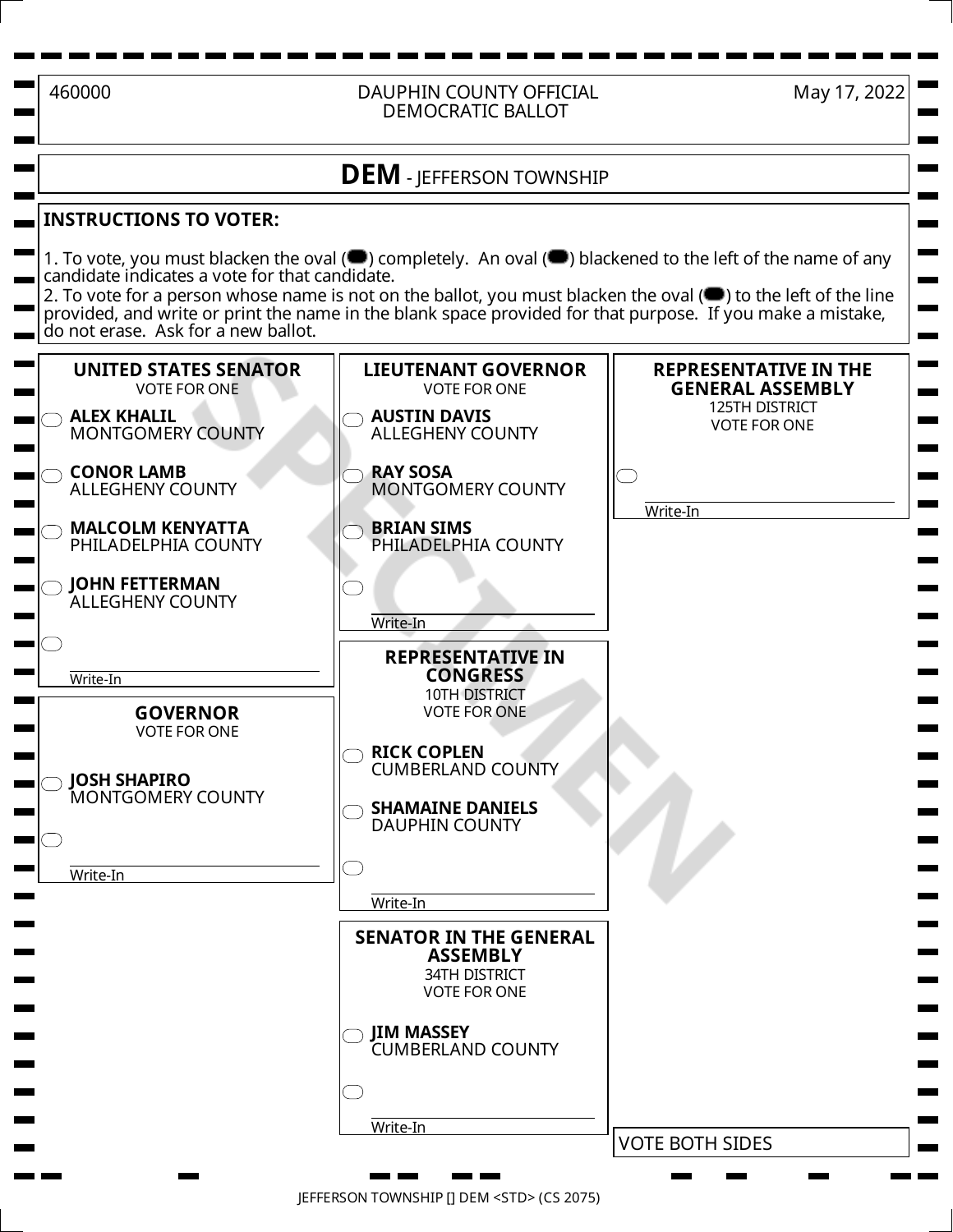460000

# DAUPHIN COUNTY OFFICIAL DEMOCRATIC BALLOT

May 17, 2022

## DEM - JEFFERSON TOWNSHIP

**INSTRUCTIONS TO VOTER:**

1. To vote, you must blacken the oval (⬬) completely. An oval (⬬) blackened to the left of the name of any candidate indicates a vote for that candidate.
2. To vote for a person whose name is not on the ballot, you must blacken the oval (⬬) to the left of the line provided, and write or print the name in the blank space provided for that purpose. If you make a mistake, do not erase. Ask for a new ballot.

### UNITED STATES SENATOR
VOTE FOR ONE

- ⬭ **ALEX KHALIL** MONTGOMERY COUNTY
- ⬭ **CONOR LAMB** ALLEGHENY COUNTY
- ⬭ **MALCOLM KENYATTA** PHILADELPHIA COUNTY
- ⬭ **JOHN FETTERMAN** ALLEGHENY COUNTY
- ⬭ ____________ Write-In

### GOVERNOR
VOTE FOR ONE

- ⬭ **JOSH SHAPIRO** MONTGOMERY COUNTY
- ⬭ ____________ Write-In

### LIEUTENANT GOVERNOR
VOTE FOR ONE

- ⬭ **AUSTIN DAVIS** ALLEGHENY COUNTY
- ⬭ **RAY SOSA** MONTGOMERY COUNTY
- ⬭ **BRIAN SIMS** PHILADELPHIA COUNTY
- ⬭ ____________ Write-In

### REPRESENTATIVE IN CONGRESS
10TH DISTRICT
VOTE FOR ONE

- ⬭ **RICK COPLEN** CUMBERLAND COUNTY
- ⬭ **SHAMAINE DANIELS** DAUPHIN COUNTY
- ⬭ ____________ Write-In

### SENATOR IN THE GENERAL ASSEMBLY
34TH DISTRICT
VOTE FOR ONE

- ⬭ **JIM MASSEY** CUMBERLAND COUNTY
- ⬭ ____________ Write-In

### REPRESENTATIVE IN THE GENERAL ASSEMBLY
125TH DISTRICT
VOTE FOR ONE

- ⬭ ____________ Write-In

SPECIMEN

VOTE BOTH SIDES

JEFFERSON TOWNSHIP [] DEM <STD> (CS 2075)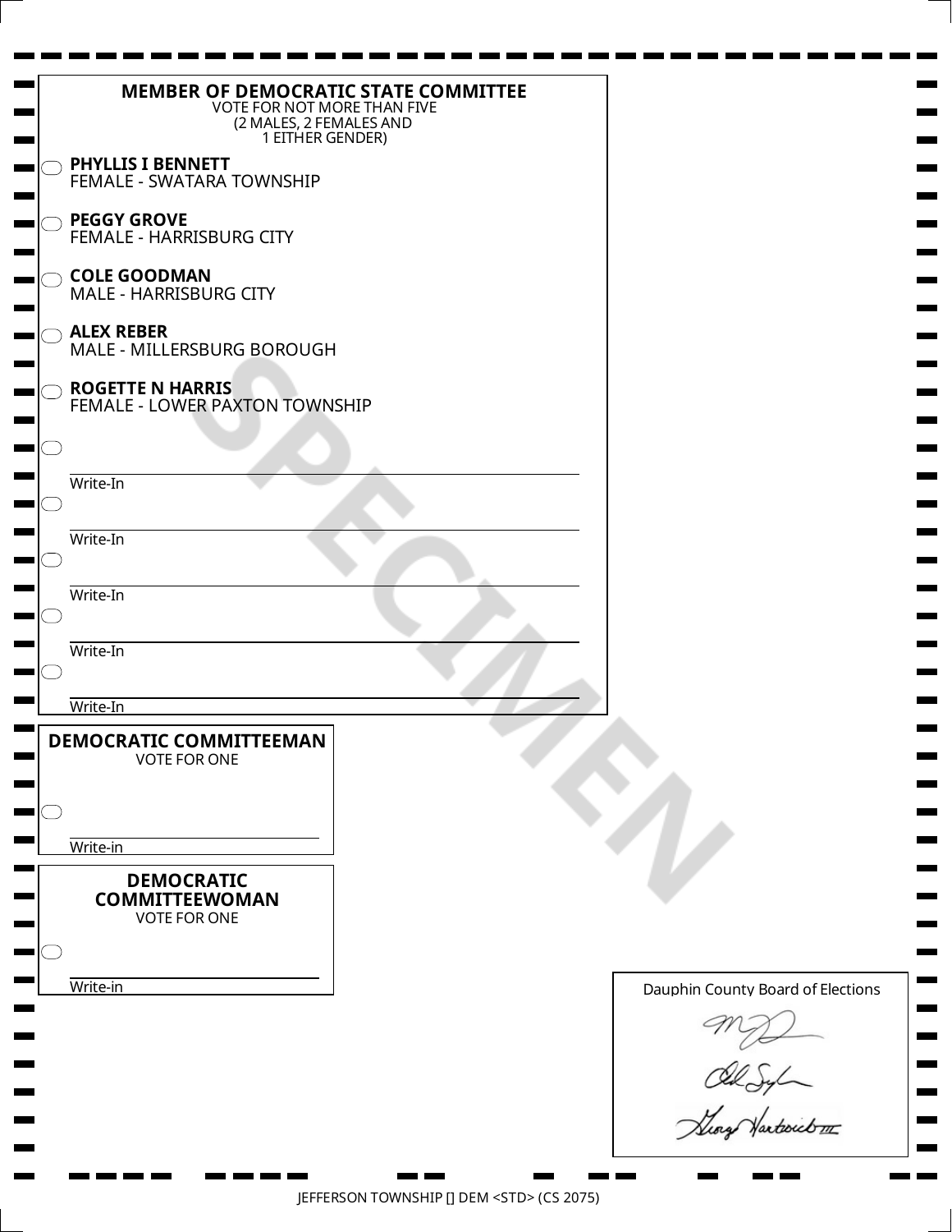## MEMBER OF DEMOCRATIC STATE COMMITTEE

VOTE FOR NOT MORE THAN FIVE
(2 MALES, 2 FEMALES AND
1 EITHER GENDER)

- **PHYLLIS I BENNETT**
  FEMALE - SWATARA TOWNSHIP
- **PEGGY GROVE**
  FEMALE - HARRISBURG CITY
- **COLE GOODMAN**
  MALE - HARRISBURG CITY
- **ALEX REBER**
  MALE - MILLERSBURG BOROUGH
- **ROGETTE N HARRIS**
  FEMALE - LOWER PAXTON TOWNSHIP
- Write-In
- Write-In
- Write-In
- Write-In
- Write-In

## DEMOCRATIC COMMITTEEMAN

VOTE FOR ONE

- Write-in

## DEMOCRATIC COMMITTEEWOMAN

VOTE FOR ONE

- Write-in

SPECIMEN

Dauphin County Board of Elections

JEFFERSON TOWNSHIP [] DEM <STD> (CS 2075)